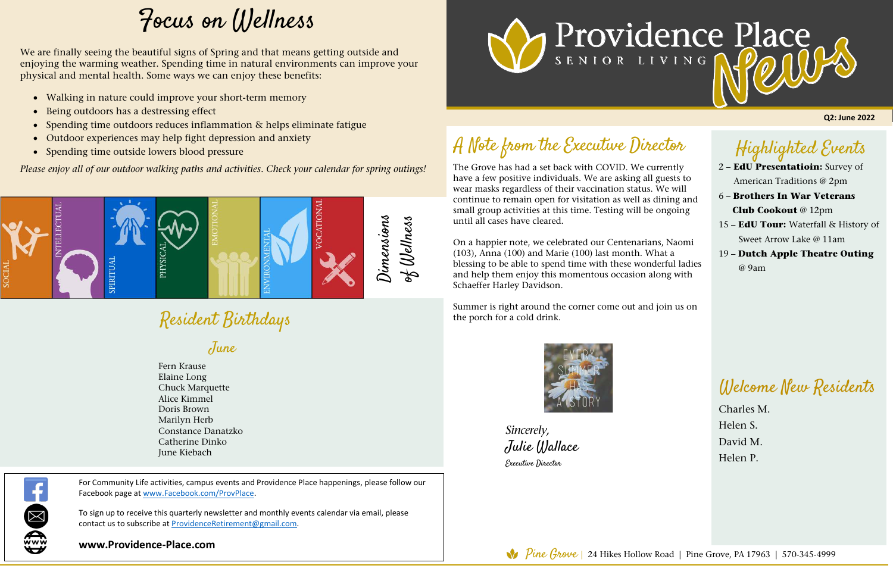# Providence Place Senior Living News

**Q2: June 2022**

## Focus on Wellness

We are finally seeing the beautiful signs of Spring and that means getting outside and enjoying the warming weather. Spending time in natural environments can improve your physical and mental health. Some ways we can enjoy these benefits:

- Walking in nature could improve your short-term memory
- Being outdoors has a destressing effect
- Spending time outdoors reduces inflammation & helps eliminate fatigue
- Outdoor experiences may help fight depression and anxiety
- Spending time outside lowers blood pressure

*Please enjoy all of our outdoor walking paths and activities. Check your calendar for spring outings!*

SOCIAL | INTELLECTUAL | SPIRITUAL | PHYSICAL | EMOTIONAL | ENVIRONMENTAL | VOCATIONAL

*Dimensions of Wellness*

## Resident Birthdays

### June

Fern Krause
Elaine Long
Chuck Marquette
Alice Kimmel
Doris Brown
Marilyn Herb
Constance Danatzko
Catherine Dinko
June Kiebach

For Community Life activities, campus events and Providence Place happenings, please follow our Facebook page at www.Facebook.com/ProvPlace.

To sign up to receive this quarterly newsletter and monthly events calendar via email, please contact us to subscribe at ProvidenceRetirement@gmail.com.

**www.Providence-Place.com**

## A Note from the Executive Director

The Grove has had a set back with COVID. We currently have a few positive individuals. We are asking all guests to wear masks regardless of their vaccination status. We will continue to remain open for visitation as well as dining and small group activities at this time. Testing will be ongoing until all cases have cleared.

On a happier note, we celebrated our Centenarians, Naomi (103), Anna (100) and Marie (100) last month. What a blessing to be able to spend time with these wonderful ladies and help them enjoy this momentous occasion along with Schaeffer Harley Davidson.

Summer is right around the corner come out and join us on the porch for a cold drink.

EVERY SUMMER HAS A STORY

*Sincerely,*
Julie Wallace
Executive Director

## Highlighted Events

2 – **EdU Presentatioin:** Survey of American Traditions @ 2pm
6 – **Brothers In War Veterans Club Cookout** @ 12pm
15 – **EdU Tour:** Waterfall & History of Sweet Arrow Lake @ 11am
19 – **Dutch Apple Theatre Outing** @ 9am

## Welcome New Residents

Charles M.
Helen S.
David M.
Helen P.

Pine Grove | 24 Hikes Hollow Road | Pine Grove, PA 17963 | 570-345-4999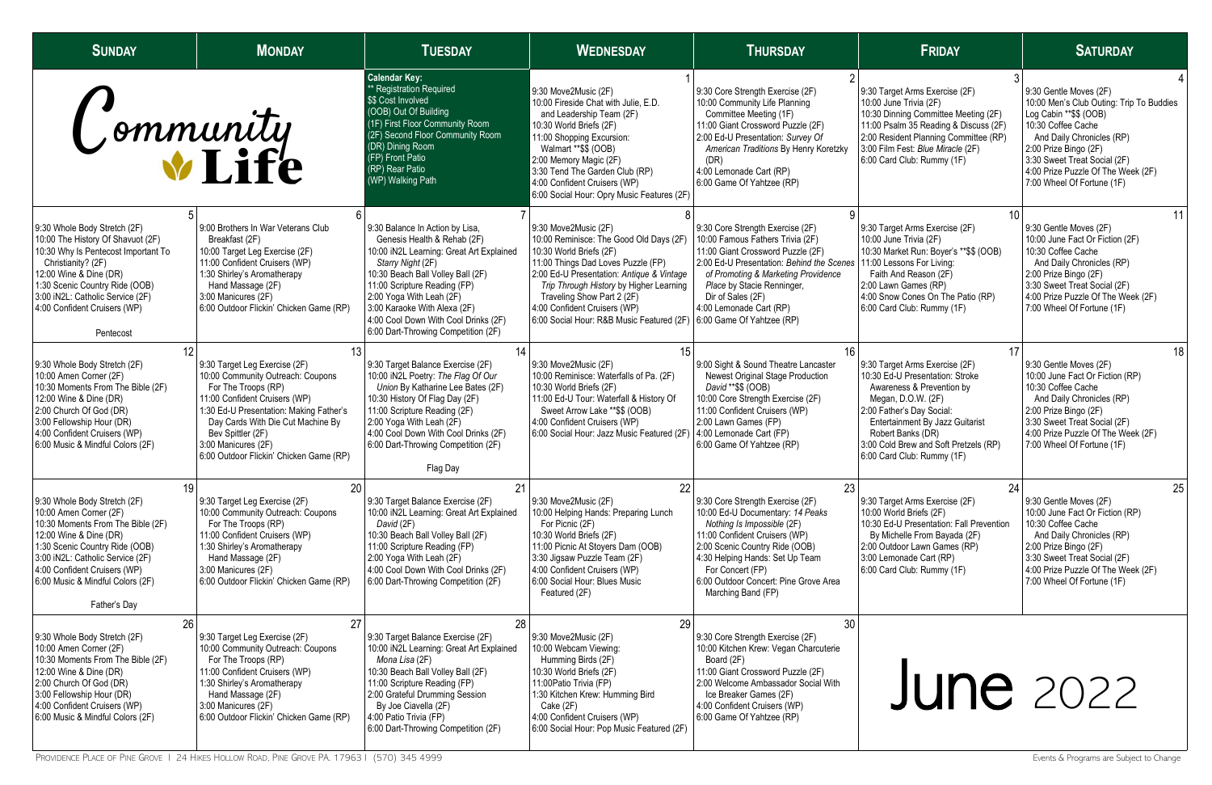# Community Life

# June 2022

**Calendar Key:**
- ** Registration Required
- $$ Cost Involved
- (OOB) Out Of Building
- (1F) First Floor Community Room
- (2F) Second Floor Community Room
- (DR) Dining Room
- (FP) Front Patio
- (RP) Rear Patio
- (WP) Walking Path

| Sunday | Monday | Tuesday | Wednesday | Thursday | Friday | Saturday |
|---|---|---|---|---|---|---|
| | | | **1**<br>9:30 Move2Music (2F)<br>10:00 Fireside Chat with Julie, E.D. and Leadership Team (2F)<br>10:30 World Briefs (2F)<br>11:00 Shopping Excursion: Walmart **$$ (OOB)<br>2:00 Memory Magic (2F)<br>3:30 Tend The Garden Club (RP)<br>4:00 Confident Cruisers (WP)<br>6:00 Social Hour: Opry Music Features (2F) | **2**<br>9:30 Core Strength Exercise (2F)<br>10:00 Community Life Planning Committee Meeting (1F)<br>11:00 Giant Crossword Puzzle (2F)<br>2:00 Ed-U Presentation: *Survey Of American Traditions* By Henry Koretzky (DR)<br>4:00 Lemonade Cart (RP)<br>6:00 Game Of Yahtzee (RP) | **3**<br>9:30 Target Arms Exercise (2F)<br>10:00 June Trivia (2F)<br>10:30 Dinning Committee Meeting (2F)<br>11:00 Psalm 35 Reading & Discuss (2F)<br>2:00 Resident Planning Committee (RP)<br>3:00 Film Fest: *Blue Miracle* (2F)<br>6:00 Card Club: Rummy (1F) | **4**<br>9:30 Gentle Moves (2F)<br>10:00 Men's Club Outing: Trip To Buddies Log Cabin **$$ (OOB)<br>10:30 Coffee Cache And Daily Chronicles (RP)<br>2:00 Prize Bingo (2F)<br>3:30 Sweet Treat Social (2F)<br>4:00 Prize Puzzle Of The Week (2F)<br>7:00 Wheel Of Fortune (1F) |
| **5**<br>9:30 Whole Body Stretch (2F)<br>10:00 The History Of Shavuot (2F)<br>10:30 Why Is Pentecost Important To Christianity? (2F)<br>12:00 Wine & Dine (DR)<br>1:30 Scenic Country Ride (OOB)<br>3:00 iN2L: Catholic Service (2F)<br>4:00 Confident Cruisers (WP)<br>Pentecost | **6**<br>9:00 Brothers In War Veterans Club Breakfast (2F)<br>10:00 Target Leg Exercise (2F)<br>11:00 Confident Cruisers (WP)<br>1:30 Shirley's Aromatherapy Hand Massage (2F)<br>3:00 Manicures (2F)<br>6:00 Outdoor Flickin' Chicken Game (RP) | **7**<br>9:30 Balance In Action by Lisa, Genesis Health & Rehab (2F)<br>10:00 iN2L Learning: Great Art Explained *Starry Night* (2F)<br>10:30 Beach Ball Volley Ball (2F)<br>11:00 Scripture Reading (FP)<br>2:00 Yoga With Leah (2F)<br>3:00 Karaoke With Alexa (2F)<br>4:00 Cool Down With Cool Drinks (2F)<br>6:00 Dart-Throwing Competition (2F) | **8**<br>9:30 Move2Music (2F)<br>10:00 Reminisce: The Good Old Days (2F)<br>10:30 World Briefs (2F)<br>11:00 Things Dad Loves Puzzle (FP)<br>2:00 Ed-U Presentation: *Antique & Vintage Trip Through History* by Higher Learning Traveling Show Part 2 (2F)<br>4:00 Confident Cruisers (WP)<br>6:00 Social Hour: R&B Music Featured (2F) | **9**<br>9:30 Core Strength Exercise (2F)<br>10:00 Famous Fathers Trivia (2F)<br>11:00 Giant Crossword Puzzle (2F)<br>2:00 Ed-U Presentation: *Behind the Scenes of Promoting & Marketing Providence Place* by Stacie Renninger, Dir of Sales (2F)<br>4:00 Lemonade Cart (RP)<br>6:00 Game Of Yahtzee (RP) | **10**<br>9:30 Target Arms Exercise (2F)<br>10:00 June Trivia (2F)<br>10:30 Market Run: Boyer's **$$ (OOB)<br>11:00 Lessons For Living: Faith And Reason (2F)<br>2:00 Lawn Games (RP)<br>4:00 Snow Cones On The Patio (RP)<br>6:00 Card Club: Rummy (1F) | **11**<br>9:30 Gentle Moves (2F)<br>10:00 June Fact Or Fiction (2F)<br>10:30 Coffee Cache And Daily Chronicles (RP)<br>2:00 Prize Bingo (2F)<br>3:30 Sweet Treat Social (2F)<br>4:00 Prize Puzzle Of The Week (2F)<br>7:00 Wheel Of Fortune (1F) |
| **12**<br>9:30 Whole Body Stretch (2F)<br>10:00 Amen Corner (2F)<br>10:30 Moments From The Bible (2F)<br>12:00 Wine & Dine (DR)<br>2:00 Church Of God (DR)<br>3:00 Fellowship Hour (DR)<br>4:00 Confident Cruisers (WP)<br>6:00 Music & Mindful Colors (2F) | **13**<br>9:30 Target Leg Exercise (2F)<br>10:00 Community Outreach: Coupons For The Troops (RP)<br>11:00 Confident Cruisers (WP)<br>1:30 Ed-U Presentation: Making Father's Day Cards With Die Cut Machine By Bev Spittler (2F)<br>3:00 Manicures (2F)<br>6:00 Outdoor Flickin' Chicken Game (RP) | **14**<br>9:30 Target Balance Exercise (2F)<br>10:00 iN2L Poetry: *The Flag Of Our Union* By Katharine Lee Bates (2F)<br>10:30 History Of Flag Day (2F)<br>11:00 Scripture Reading (FP)<br>2:00 Yoga With Leah (2F)<br>4:00 Cool Down With Cool Drinks (2F)<br>6:00 Dart-Throwing Competition (2F)<br>Flag Day | **15**<br>9:30 Move2Music (2F)<br>10:00 Reminisce: Waterfalls of Pa. (2F)<br>10:30 World Briefs (2F)<br>11:00 Ed-U Tour: Waterfall & History Of Sweet Arrow Lake **$$ (OOB)<br>4:00 Confident Cruisers (WP)<br>6:00 Social Hour: Jazz Music Featured (2F) | **16**<br>9:00 Sight & Sound Theatre Lancaster Newest Original Stage Production *David* **$$ (OOB)<br>10:00 Core Strength Exercise (2F)<br>11:00 Confident Cruisers (WP)<br>2:00 Lawn Games (FP)<br>4:00 Lemonade Cart (FP)<br>6:00 Game Of Yahtzee (RP) | **17**<br>9:30 Target Arms Exercise (2F)<br>10:30 Ed-U Presentation: Stroke Awareness & Prevention by Megan, D.O.W. (2F)<br>2:00 Father's Day Social: Entertainment By Jazz Guitarist Robert Banks (DR)<br>3:00 Cold Brew and Soft Pretzels (RP)<br>6:00 Card Club: Rummy (1F) | **18**<br>9:30 Gentle Moves (2F)<br>10:00 June Fact Or Fiction (RP)<br>10:30 Coffee Cache And Daily Chronicles (RP)<br>2:00 Prize Bingo (2F)<br>3:30 Sweet Treat Social (2F)<br>4:00 Prize Puzzle Of The Week (2F)<br>7:00 Wheel Of Fortune (1F) |
| **19**<br>9:30 Whole Body Stretch (2F)<br>10:00 Amen Corner (2F)<br>10:30 Moments From The Bible (2F)<br>12:00 Wine & Dine (DR)<br>1:30 Scenic Country Ride (OOB)<br>3:00 iN2L: Catholic Service (2F)<br>4:00 Confident Cruisers (WP)<br>6:00 Music & Mindful Colors (2F)<br>Father's Day | **20**<br>9:30 Target Leg Exercise (2F)<br>10:00 Community Outreach: Coupons For The Troops (RP)<br>11:00 Confident Cruisers (WP)<br>1:30 Shirley's Aromatherapy Hand Massage (2F)<br>3:00 Manicures (2F)<br>6:00 Outdoor Flickin' Chicken Game (RP) | **21**<br>9:30 Target Balance Exercise (2F)<br>10:00 iN2L Learning: Great Art Explained *David* (2F)<br>10:30 Beach Ball Volley Ball (2F)<br>11:00 Scripture Reading (FP)<br>2:00 Yoga With Leah (2F)<br>4:00 Cool Down With Cool Drinks (2F)<br>6:00 Dart-Throwing Competition (2F) | **22**<br>9:30 Move2Music (2F)<br>10:00 Helping Hands: Preparing Lunch For Picnic (2F)<br>10:30 World Briefs (2F)<br>11:00 Picnic At Stoyers Dam (OOB)<br>3:30 Jigsaw Puzzle Team (2F)<br>4:00 Confident Cruisers (WP)<br>6:00 Social Hour: Blues Music Featured (2F) | **23**<br>9:30 Core Strength Exercise (2F)<br>10:00 Ed-U Documentary: *14 Peaks Nothing Is Impossible* (2F)<br>11:00 Confident Cruisers (WP)<br>2:00 Scenic Country Ride (OOB)<br>4:30 Helping Hands: Set Up Team For Concert (FP)<br>6:00 Outdoor Concert: Pine Grove Area Marching Band (FP) | **24**<br>9:30 Target Arms Exercise (2F)<br>10:00 World Briefs (2F)<br>10:30 Ed-U Presentation: Fall Prevention By Michelle From Bayada (2F)<br>2:00 Outdoor Lawn Games (RP)<br>3:00 Lemonade Cart (RP)<br>6:00 Card Club: Rummy (1F) | **25**<br>9:30 Gentle Moves (2F)<br>10:00 June Fact Or Fiction (RP)<br>10:30 Coffee Cache And Daily Chronicles (RP)<br>2:00 Prize Bingo (2F)<br>3:30 Sweet Treat Social (2F)<br>4:00 Prize Puzzle Of The Week (2F)<br>7:00 Wheel Of Fortune (1F) |
| **26**<br>9:30 Whole Body Stretch (2F)<br>10:00 Amen Corner (2F)<br>10:30 Moments From The Bible (2F)<br>12:00 Wine & Dine (DR)<br>2:00 Church Of God (DR)<br>3:00 Fellowship Hour (DR)<br>4:00 Confident Cruisers (WP)<br>6:00 Music & Mindful Colors (2F) | **27**<br>9:30 Target Leg Exercise (2F)<br>10:00 Community Outreach: Coupons For The Troops (RP)<br>11:00 Confident Cruisers (WP)<br>1:30 Shirley's Aromatherapy Hand Massage (2F)<br>3:00 Manicures (2F)<br>6:00 Outdoor Flickin' Chicken Game (RP) | **28**<br>9:30 Target Balance Exercise (2F)<br>10:00 iN2L Learning: Great Art Explained *Mona Lisa* (2F)<br>10:30 Beach Ball Volley Ball (2F)<br>11:00 Scripture Reading (FP)<br>2:00 Grateful Drumming Session By Joe Ciavella (2F)<br>4:00 Patio Trivia (FP)<br>6:00 Dart-Throwing Competition (2F) | **29**<br>9:30 Move2Music (2F)<br>10:00 Webcam Viewing: Humming Birds (2F)<br>10:30 World Briefs (2F)<br>11:00Patio Trivia (FP)<br>1:30 Kitchen Krew: Humming Bird Cake (2F)<br>4:00 Confident Cruisers (WP)<br>6:00 Social Hour: Pop Music Featured (2F) | **30**<br>9:30 Core Strength Exercise (2F)<br>10:00 Kitchen Krew: Vegan Charcuterie Board (2F)<br>11:00 Giant Crossword Puzzle (2F)<br>2:00 Welcome Ambassador Social With Ice Breaker Games (2F)<br>4:00 Confident Cruisers (WP)<br>6:00 Game Of Yahtzee (RP) | | |

Providence Place of Pine Grove | 24 Hikes Hollow Road, Pine Grove PA. 17963 | (570) 345 4999

Events & Programs are Subject to Change